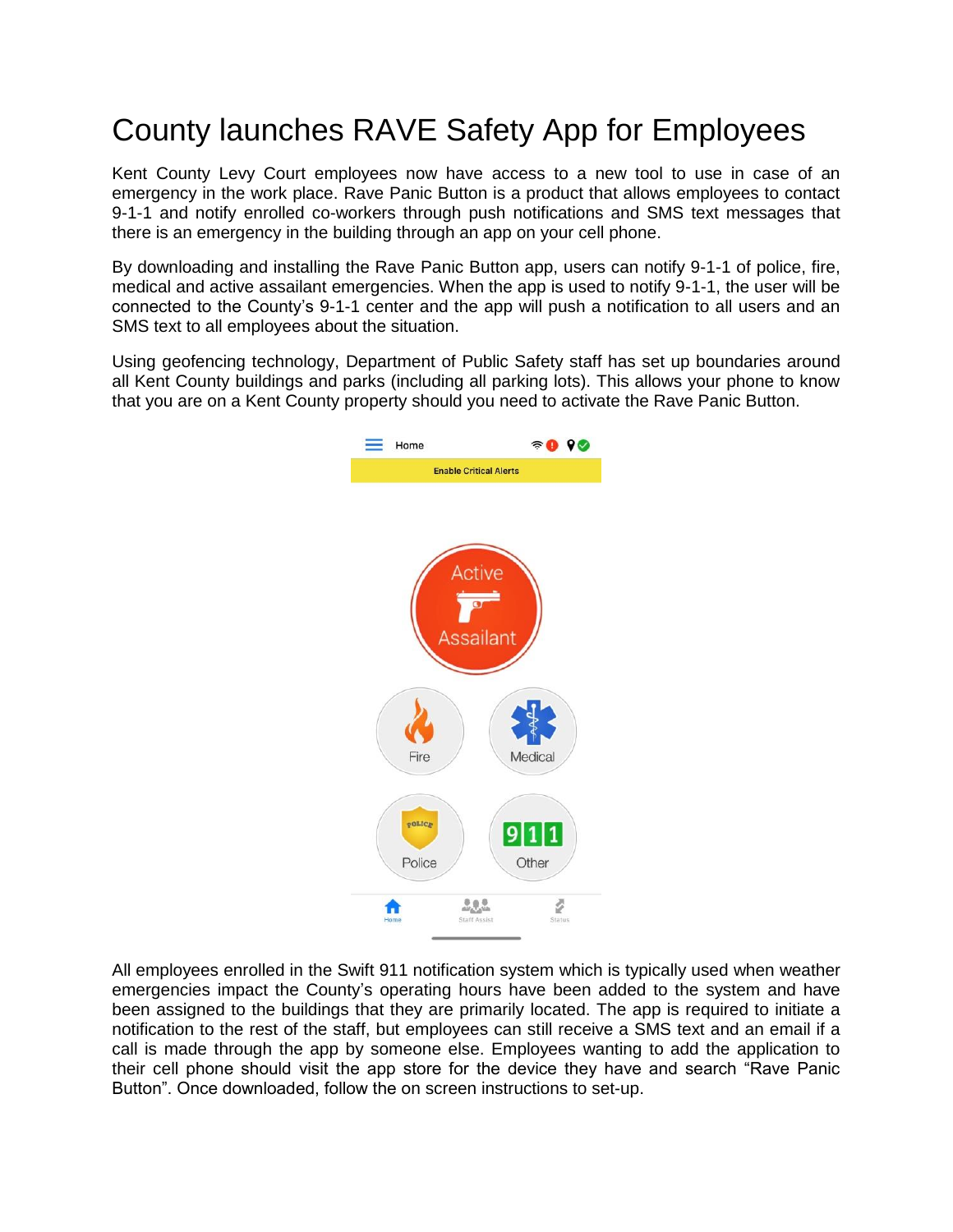# County launches RAVE Safety App for Employees

Kent County Levy Court employees now have access to a new tool to use in case of an emergency in the work place. Rave Panic Button is a product that allows employees to contact 9-1-1 and notify enrolled co-workers through push notifications and SMS text messages that there is an emergency in the building through an app on your cell phone.

By downloading and installing the Rave Panic Button app, users can notify 9-1-1 of police, fire, medical and active assailant emergencies. When the app is used to notify 9-1-1, the user will be connected to the County's 9-1-1 center and the app will push a notification to all users and an SMS text to all employees about the situation.

Using geofencing technology, Department of Public Safety staff has set up boundaries around all Kent County buildings and parks (including all parking lots). This allows your phone to know that you are on a Kent County property should you need to activate the Rave Panic Button.

All employees enrolled in the Swift 911 notification system which is typically used when weather emergencies impact the County's operating hours have been added to the system and have been assigned to the buildings that they are primarily located. The app is required to initiate a notification to the rest of the staff, but employees can still receive a SMS text and an email if a call is made through the app by someone else. Employees wanting to add the application to their cell phone should visit the app store for the device they have and search "Rave Panic Button". Once downloaded, follow the on screen instructions to set-up.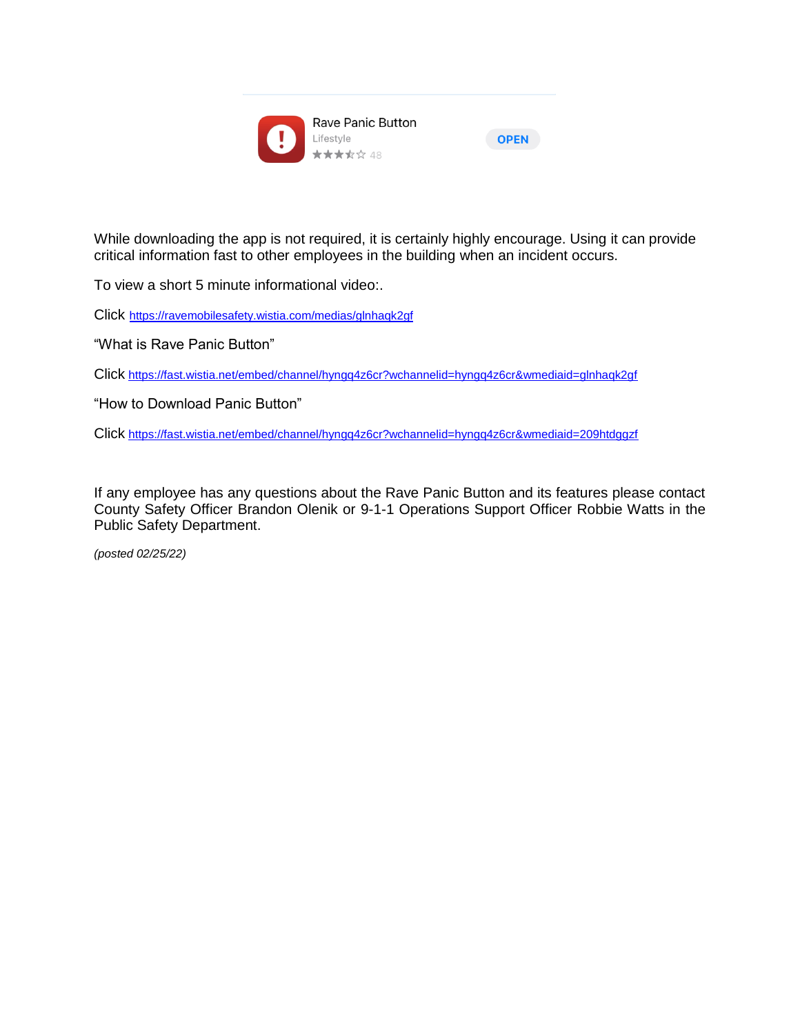Rave Panic Button
Lifestyle
48
OPEN

While downloading the app is not required, it is certainly highly encourage. Using it can provide critical information fast to other employees in the building when an incident occurs.

To view a short 5 minute informational video:.

Click https://ravemobilesafety.wistia.com/medias/glnhaqk2gf

"What is Rave Panic Button"

Click https://fast.wistia.net/embed/channel/hyngq4z6cr?wchannelid=hyngq4z6cr&wmediaid=glnhaqk2gf

"How to Download Panic Button"

Click https://fast.wistia.net/embed/channel/hyngq4z6cr?wchannelid=hyngq4z6cr&wmediaid=209htdggzf

If any employee has any questions about the Rave Panic Button and its features please contact County Safety Officer Brandon Olenik or 9-1-1 Operations Support Officer Robbie Watts in the Public Safety Department.

*(posted 02/25/22)*